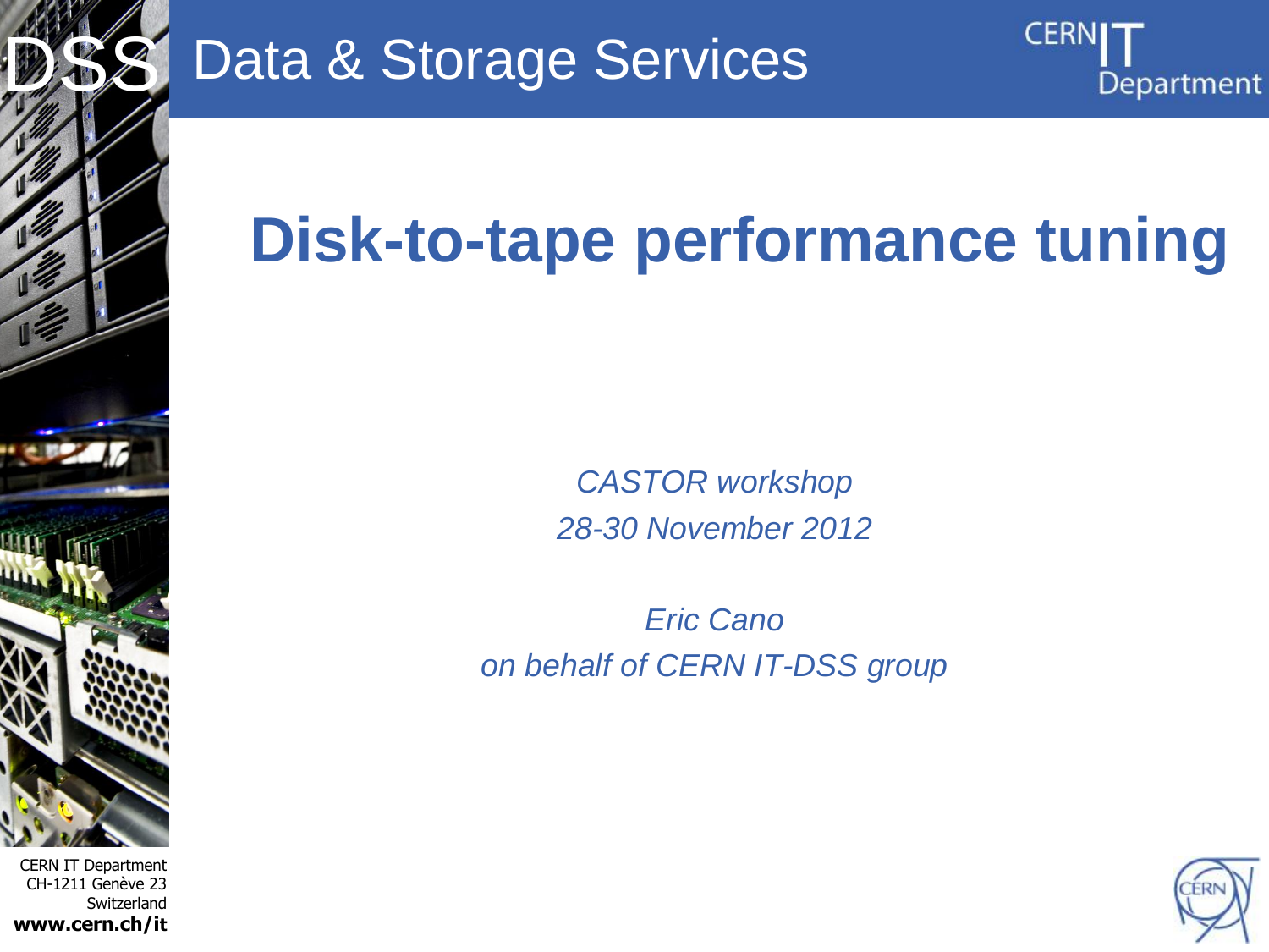# Disk-to-tape performance tuning

*CASTOR workshop*
*28-30 November 2012*

*Eric Cano*
*on behalf of CERN IT-DSS group*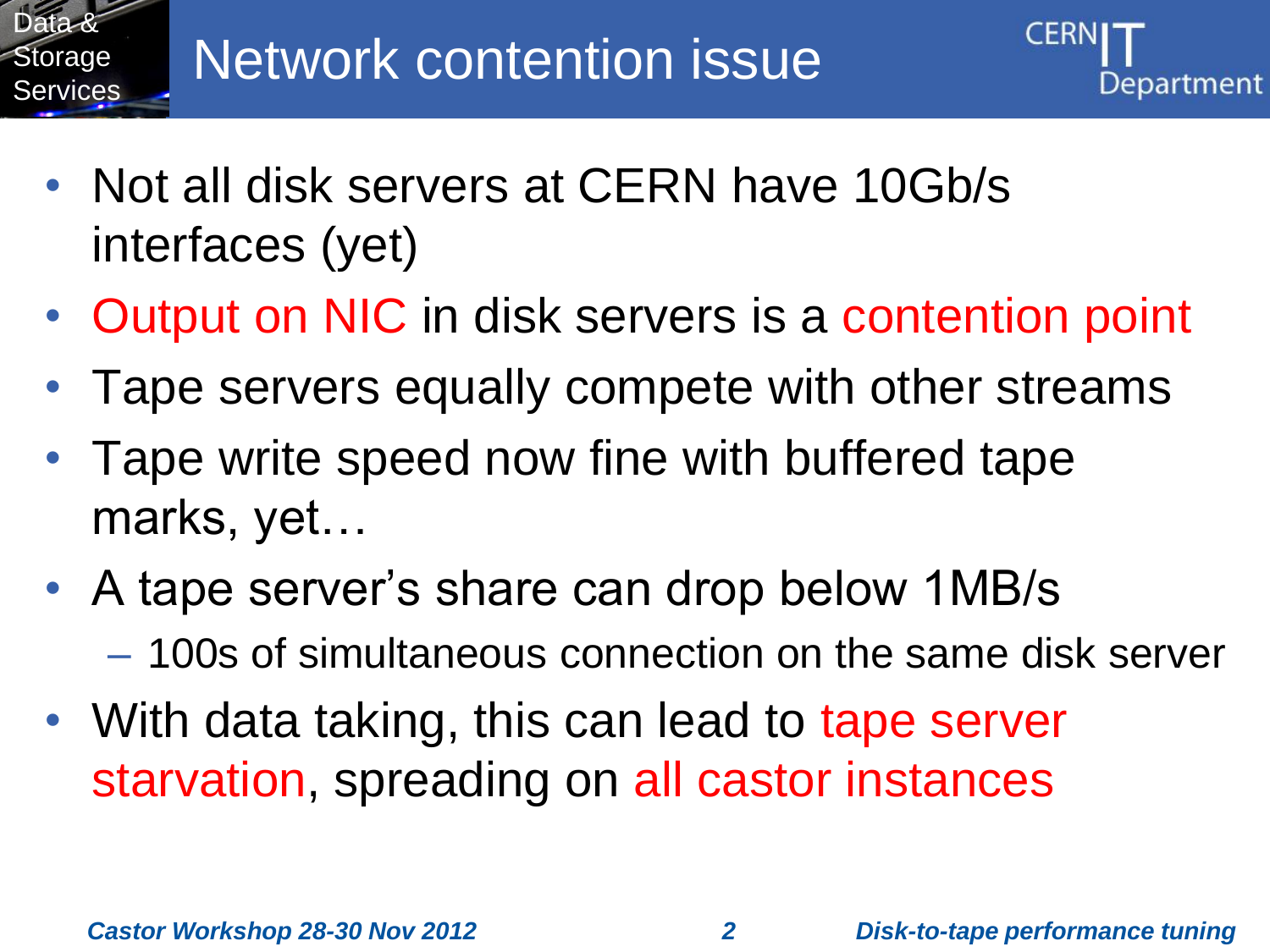# Network contention issue

- Not all disk servers at CERN have 10Gb/s interfaces (yet)
- Output on NIC in disk servers is a contention point
- Tape servers equally compete with other streams
- Tape write speed now fine with buffered tape marks, yet…
- A tape server's share can drop below 1MB/s
  - 100s of simultaneous connection on the same disk server
- With data taking, this can lead to tape server starvation, spreading on all castor instances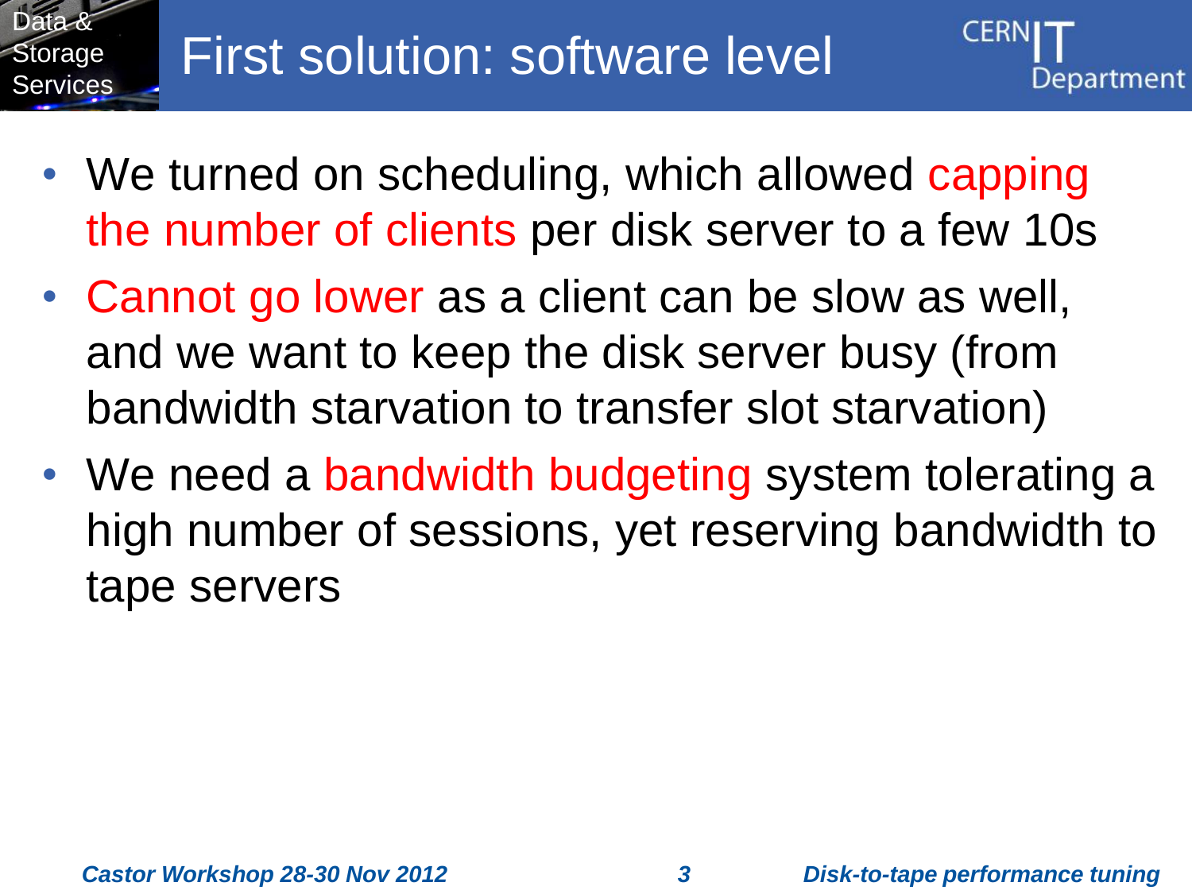# First solution: software level

- We turned on scheduling, which allowed capping the number of clients per disk server to a few 10s
- Cannot go lower as a client can be slow as well, and we want to keep the disk server busy (from bandwidth starvation to transfer slot starvation)
- We need a bandwidth budgeting system tolerating a high number of sessions, yet reserving bandwidth to tape servers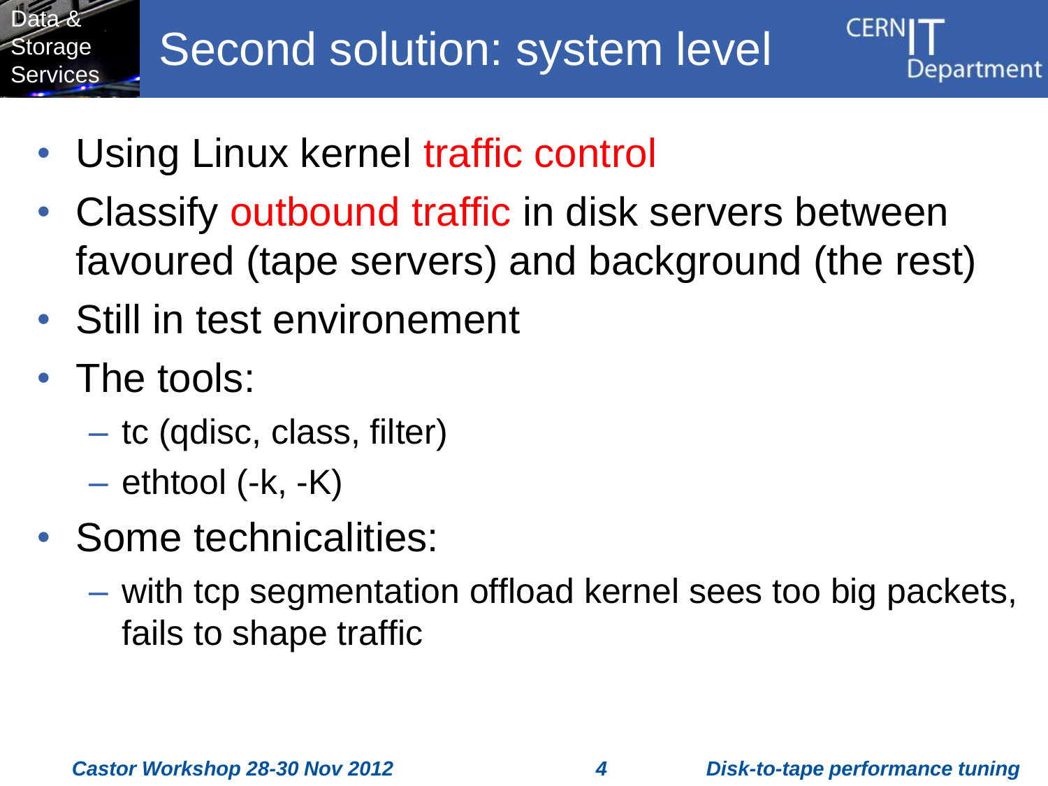# Second solution: system level

- Using Linux kernel traffic control
- Classify outbound traffic in disk servers between favoured (tape servers) and background (the rest)
- Still in test environement
- The tools:
  - tc (qdisc, class, filter)
  - ethtool (-k, -K)
- Some technicalities:
  - with tcp segmentation offload kernel sees too big packets, fails to shape traffic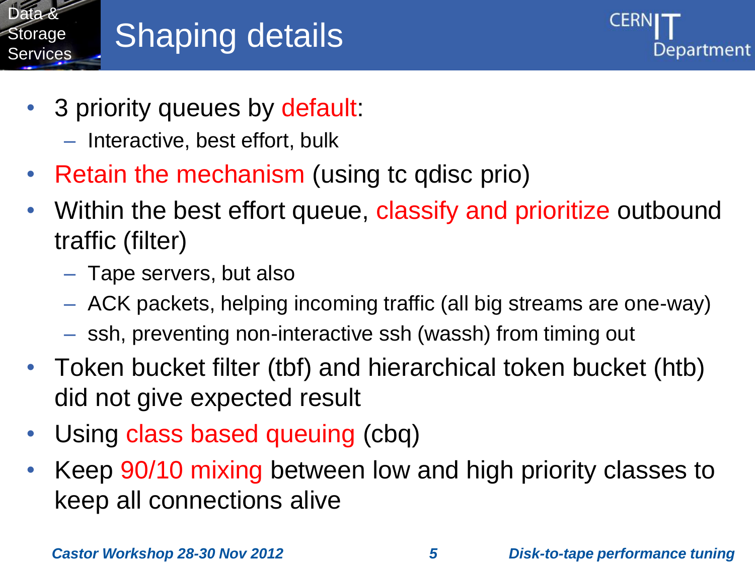# Shaping details

- 3 priority queues by default:
  - Interactive, best effort, bulk
- Retain the mechanism (using tc qdisc prio)
- Within the best effort queue, classify and prioritize outbound traffic (filter)
  - Tape servers, but also
  - ACK packets, helping incoming traffic (all big streams are one-way)
  - ssh, preventing non-interactive ssh (wassh) from timing out
- Token bucket filter (tbf) and hierarchical token bucket (htb) did not give expected result
- Using class based queuing (cbq)
- Keep 90/10 mixing between low and high priority classes to keep all connections alive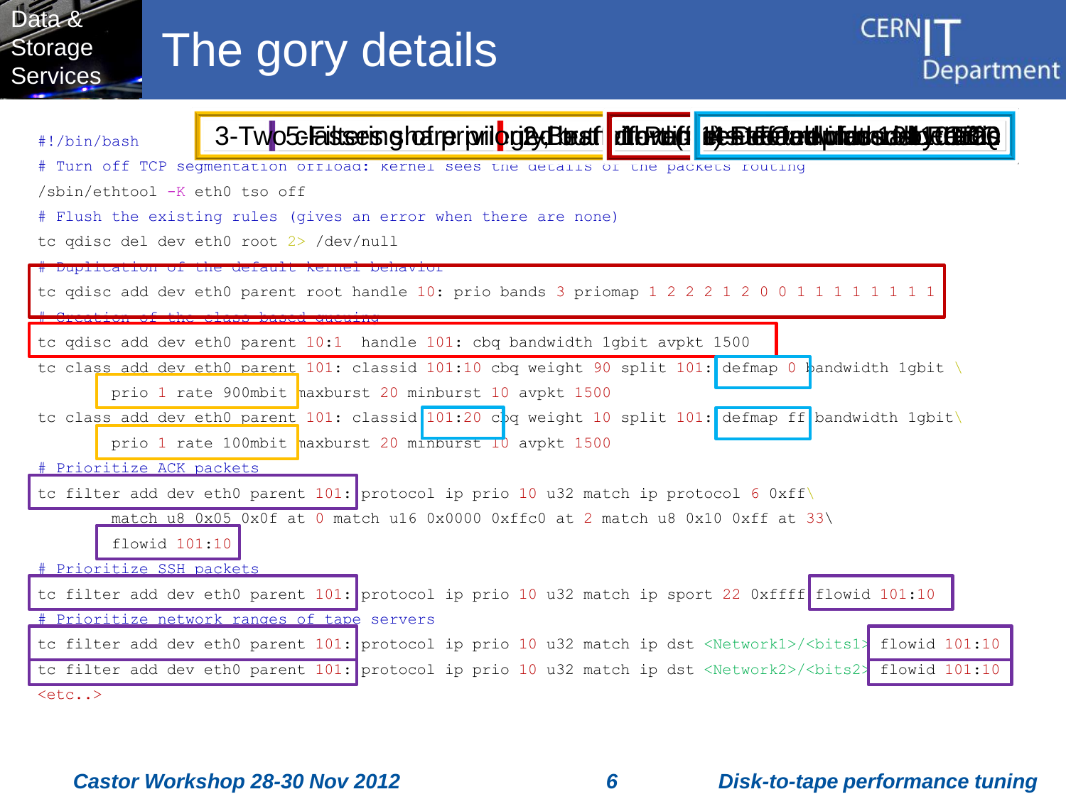# The gory details

3-Two classes: high priority, bulk / 5-Filters: classify / 1-Duplication of default / 2-Creation of class-based queuing / 4-Defmap: default class

```bash
#!/bin/bash
# Turn off TCP segmentation offload: kernel sees the details of the packets routing
/sbin/ethtool -K eth0 tso off
# Flush the existing rules (gives an error when there are none)
tc qdisc del dev eth0 root 2> /dev/null
# Duplication of the default kernel behavior
tc qdisc add dev eth0 parent root handle 10: prio bands 3 priomap 1 2 2 2 1 2 0 0 1 1 1 1 1 1 1 1
# Creation of the class based queuing
tc qdisc add dev eth0 parent 10:1  handle 101: cbq bandwidth 1gbit avpkt 1500
tc class add dev eth0 parent 101: classid 101:10 cbq weight 90 split 101: defmap 0 bandwidth 1gbit \
        prio 1 rate 900mbit maxburst 20 minburst 10 avpkt 1500
tc class add dev eth0 parent 101: classid 101:20 cbq weight 10 split 101: defmap ff bandwidth 1gbit\
        prio 1 rate 100mbit maxburst 20 minburst 10 avpkt 1500
# Prioritize ACK packets
tc filter add dev eth0 parent 101: protocol ip prio 10 u32 match ip protocol 6 0xff\
        match u8 0x05 0x0f at 0 match u16 0x0000 0xffc0 at 2 match u8 0x10 0xff at 33\
        flowid 101:10
# Prioritize SSH packets
tc filter add dev eth0 parent 101: protocol ip prio 10 u32 match ip sport 22 0xffff flowid 101:10
# Prioritize network ranges of tape servers
tc filter add dev eth0 parent 101: protocol ip prio 10 u32 match ip dst <Network1>/<bits1> flowid 101:10
tc filter add dev eth0 parent 101: protocol ip prio 10 u32 match ip dst <Network2>/<bits2> flowid 101:10
<etc..>
```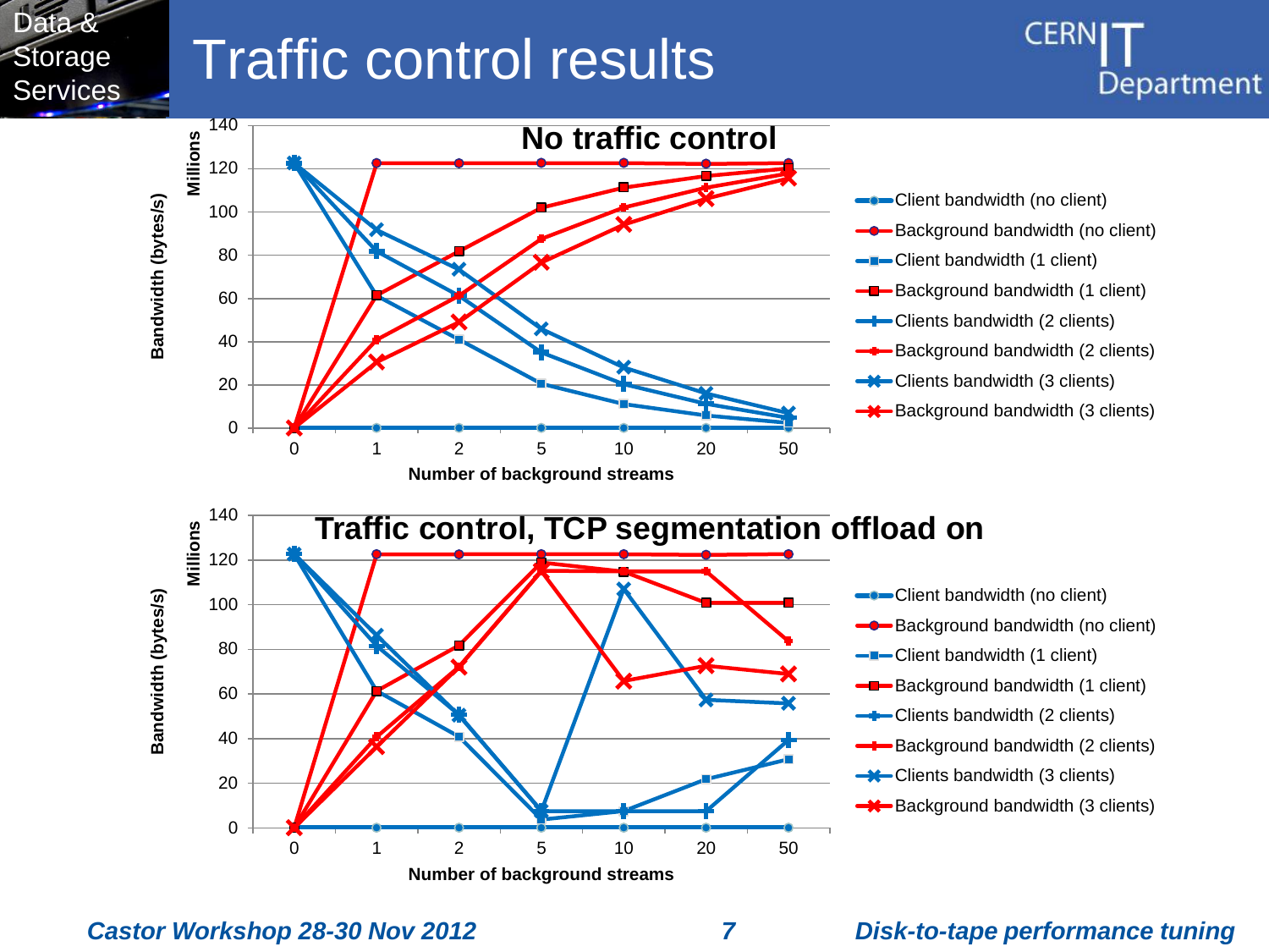# Traffic control results

**No traffic control**

Bandwidth (bytes/s) — Millions

Number of background streams

- Client bandwidth (no client)
- Background bandwidth (no client)
- Client bandwidth (1 client)
- Background bandwidth (1 client)
- Clients bandwidth (2 clients)
- Background bandwidth (2 clients)
- Clients bandwidth (3 clients)
- Background bandwidth (3 clients)

**Traffic control, TCP segmentation offload on**

Bandwidth (bytes/s) — Millions

Number of background streams

- Client bandwidth (no client)
- Background bandwidth (no client)
- Client bandwidth (1 client)
- Background bandwidth (1 client)
- Clients bandwidth (2 clients)
- Background bandwidth (2 clients)
- Clients bandwidth (3 clients)
- Background bandwidth (3 clients)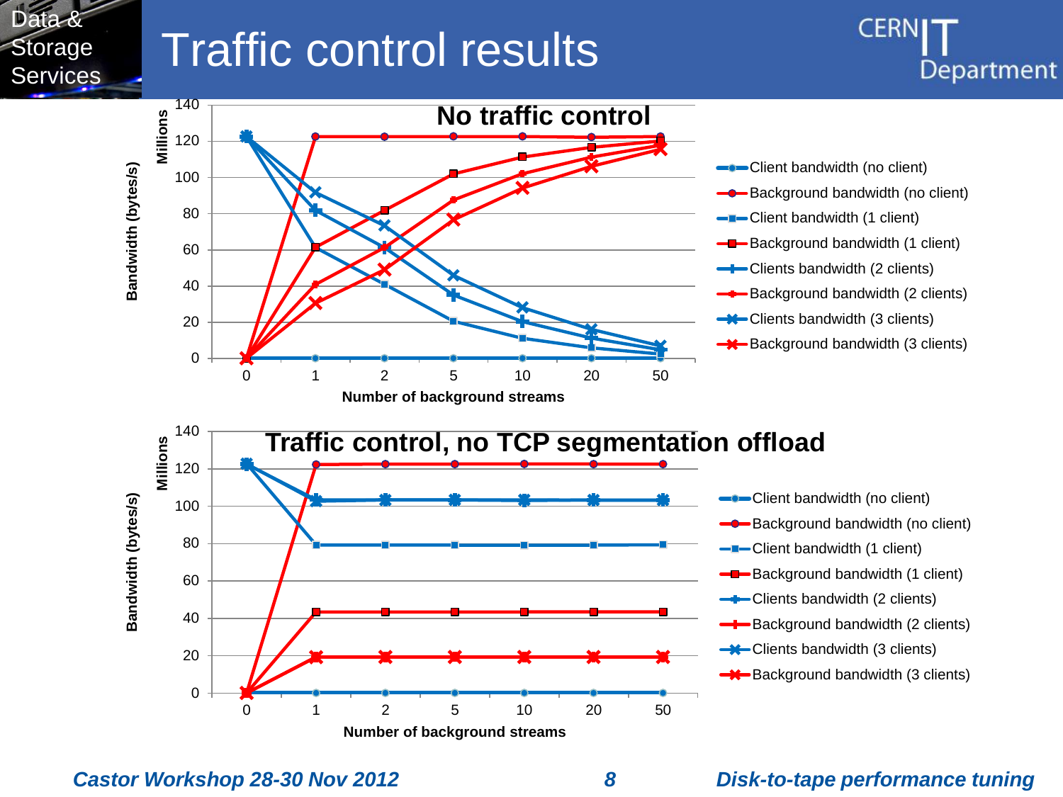# Traffic control results

**No traffic control**

Bandwidth (bytes/s), Millions vs. Number of background streams (0, 1, 2, 5, 10, 20, 50)

Legend:
- Client bandwidth (no client)
- Background bandwidth (no client)
- Client bandwidth (1 client)
- Background bandwidth (1 client)
- Clients bandwidth (2 clients)
- Background bandwidth (2 clients)
- Clients bandwidth (3 clients)
- Background bandwidth (3 clients)

**Traffic control, no TCP segmentation offload**

Bandwidth (bytes/s), Millions vs. Number of background streams (0, 1, 2, 5, 10, 20, 50)

Legend:
- Client bandwidth (no client)
- Background bandwidth (no client)
- Client bandwidth (1 client)
- Background bandwidth (1 client)
- Clients bandwidth (2 clients)
- Background bandwidth (2 clients)
- Clients bandwidth (3 clients)
- Background bandwidth (3 clients)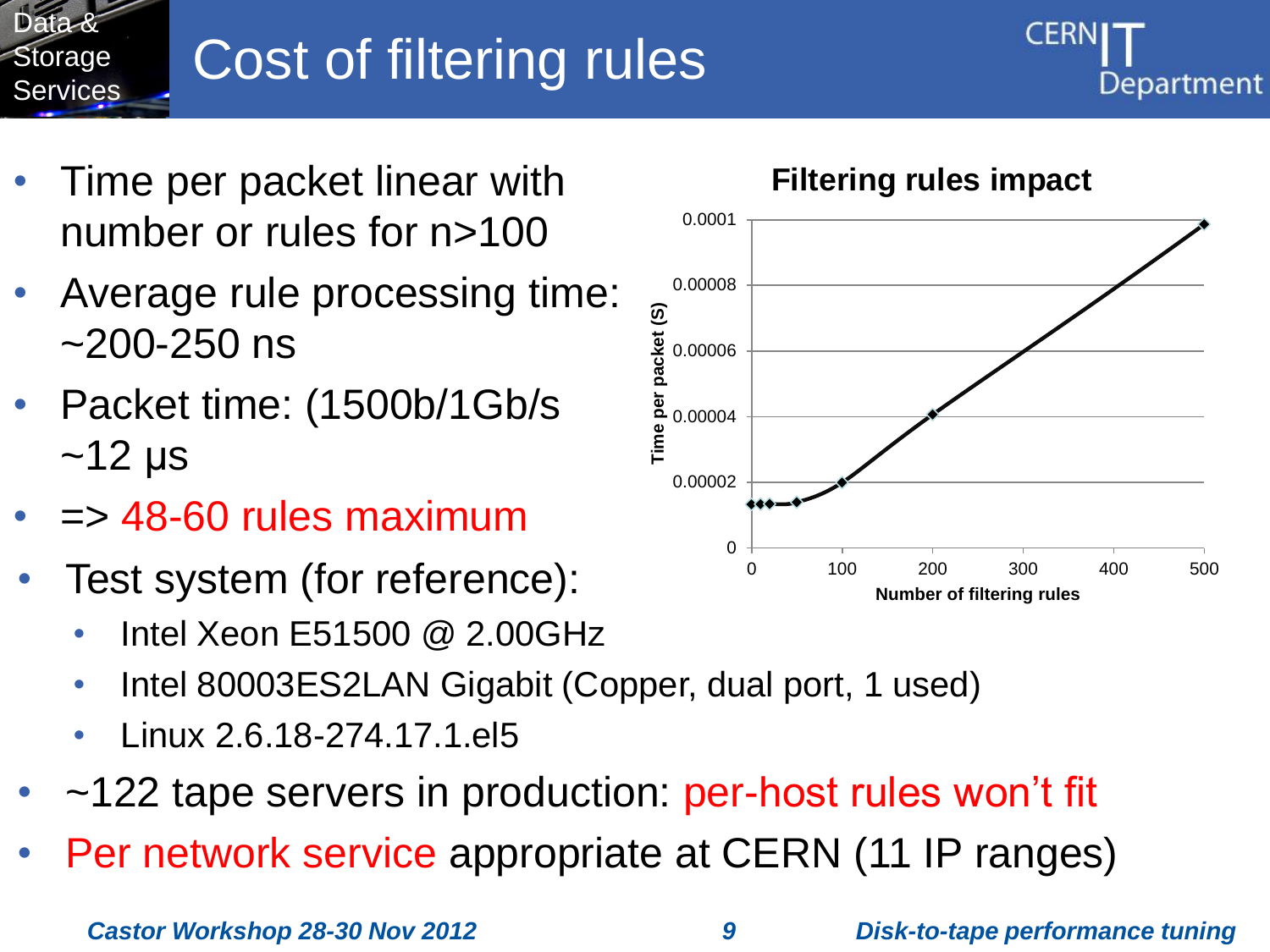# Cost of filtering rules

- Time per packet linear with number or rules for n>100
- Average rule processing time: ~200-250 ns
- Packet time: (1500b/1Gb/s ~12 µs
- => 48-60 rules maximum
- Test system (for reference):
  - Intel Xeon E51500 @ 2.00GHz
  - Intel 80003ES2LAN Gigabit (Copper, dual port, 1 used)
  - Linux 2.6.18-274.17.1.el5
- ~122 tape servers in production: per-host rules won't fit
- Per network service appropriate at CERN (11 IP ranges)

**Filtering rules impact**

Time per packet (S) vs. Number of filtering rules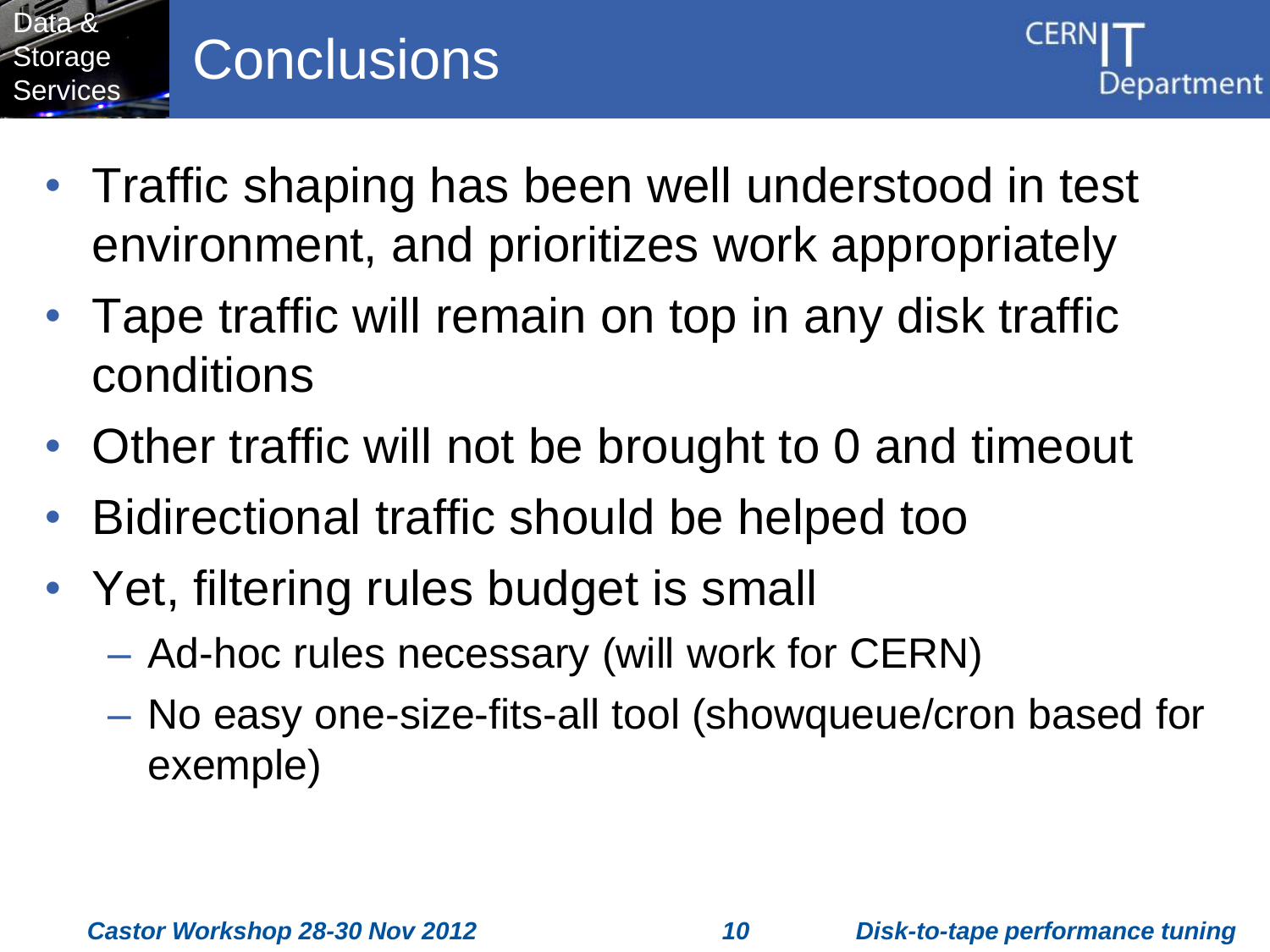# Conclusions

- Traffic shaping has been well understood in test environment, and prioritizes work appropriately
- Tape traffic will remain on top in any disk traffic conditions
- Other traffic will not be brought to 0 and timeout
- Bidirectional traffic should be helped too
- Yet, filtering rules budget is small
  - Ad-hoc rules necessary (will work for CERN)
  - No easy one-size-fits-all tool (showqueue/cron based for exemple)